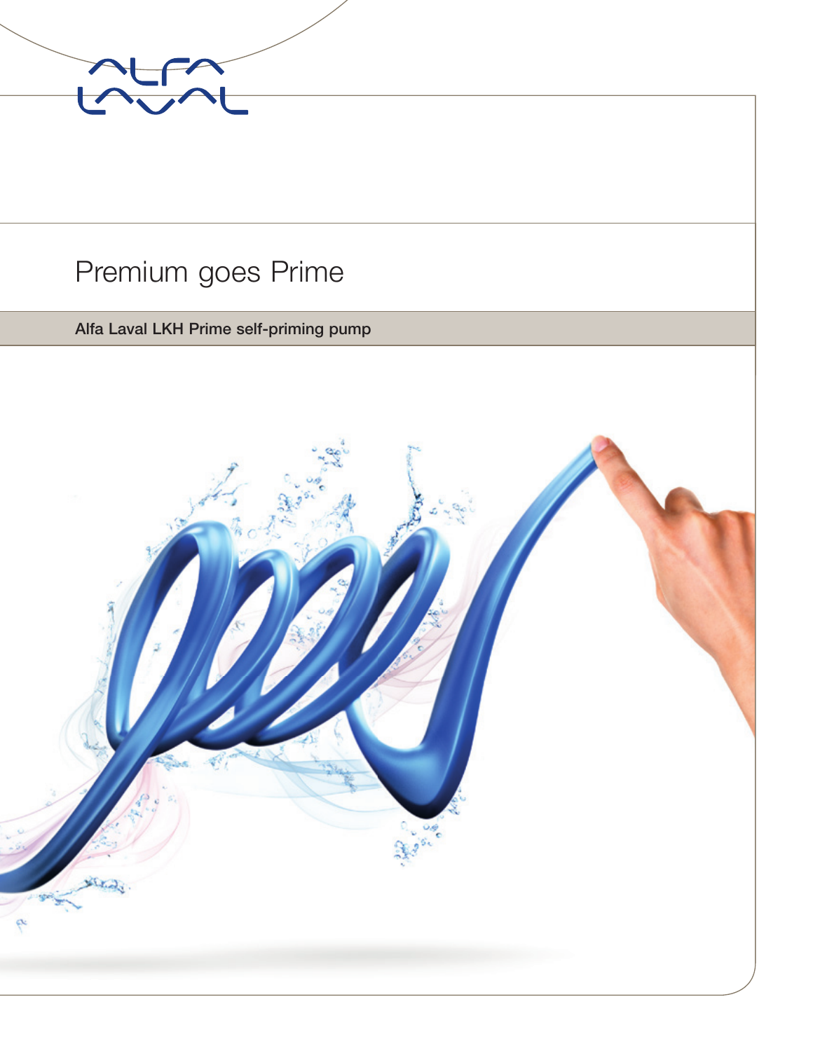# Premium goes Prime

**Alfa Laval LKH Prime self-priming pump**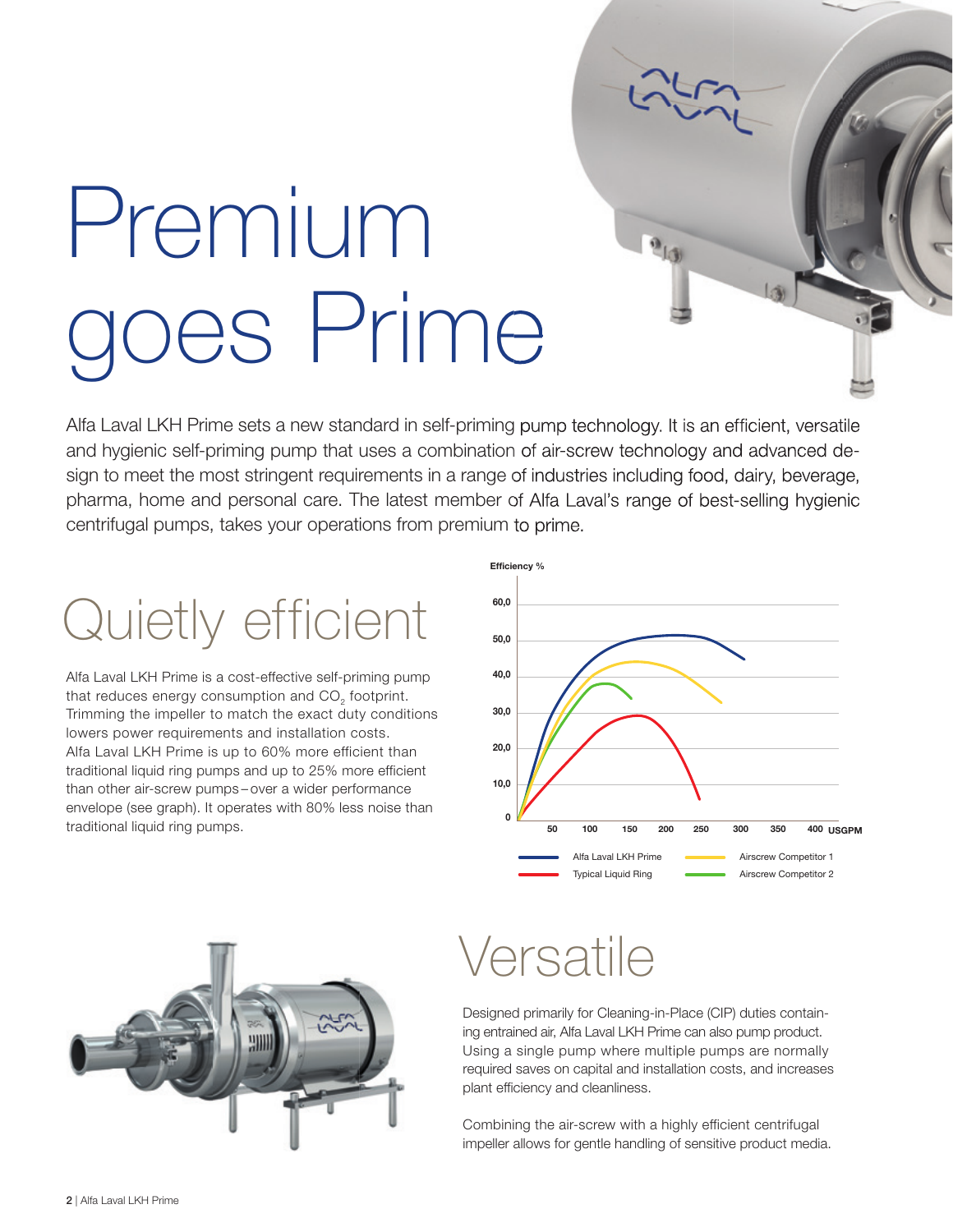# Premium goes Prime

Alfa Laval LKH Prime sets a new standard in self-priming pump technology. It is an efficient, versatile and hygienic self-priming pump that uses a combination of air-screw technology and advanced design to meet the most stringent requirements in a range of industries including food, dairy, beverage, pharma, home and personal care. The latest member of Alfa Laval's range of best-selling hygienic centrifugal pumps, takes your operations from premium to prime.

## Quietly efficient

Alfa Laval LKH Prime is a cost-effective self-priming pump that reduces energy consumption and $CO_2$ footprint. Trimming the impeller to match the exact duty conditions lowers power requirements and installation costs. Alfa Laval LKH Prime is up to 60% more efficient than traditional liquid ring pumps and up to 25% more efficient than other air-screw pumps – over a wider performance envelope (see graph). It operates with 80% less noise than traditional liquid ring pumps.

Efficiency %

60,0
50,0
40,0
30,0
20,0
10,0
0

50 100 150 200 250 300 350 400 USGPM

Alfa Laval LKH Prime
Typical Liquid Ring
Airscrew Competitor 1
Airscrew Competitor 2

## Versatile

Designed primarily for Cleaning-in-Place (CIP) duties containing entrained air, Alfa Laval LKH Prime can also pump product. Using a single pump where multiple pumps are normally required saves on capital and installation costs, and increases plant efficiency and cleanliness.

Combining the air-screw with a highly efficient centrifugal impeller allows for gentle handling of sensitive product media.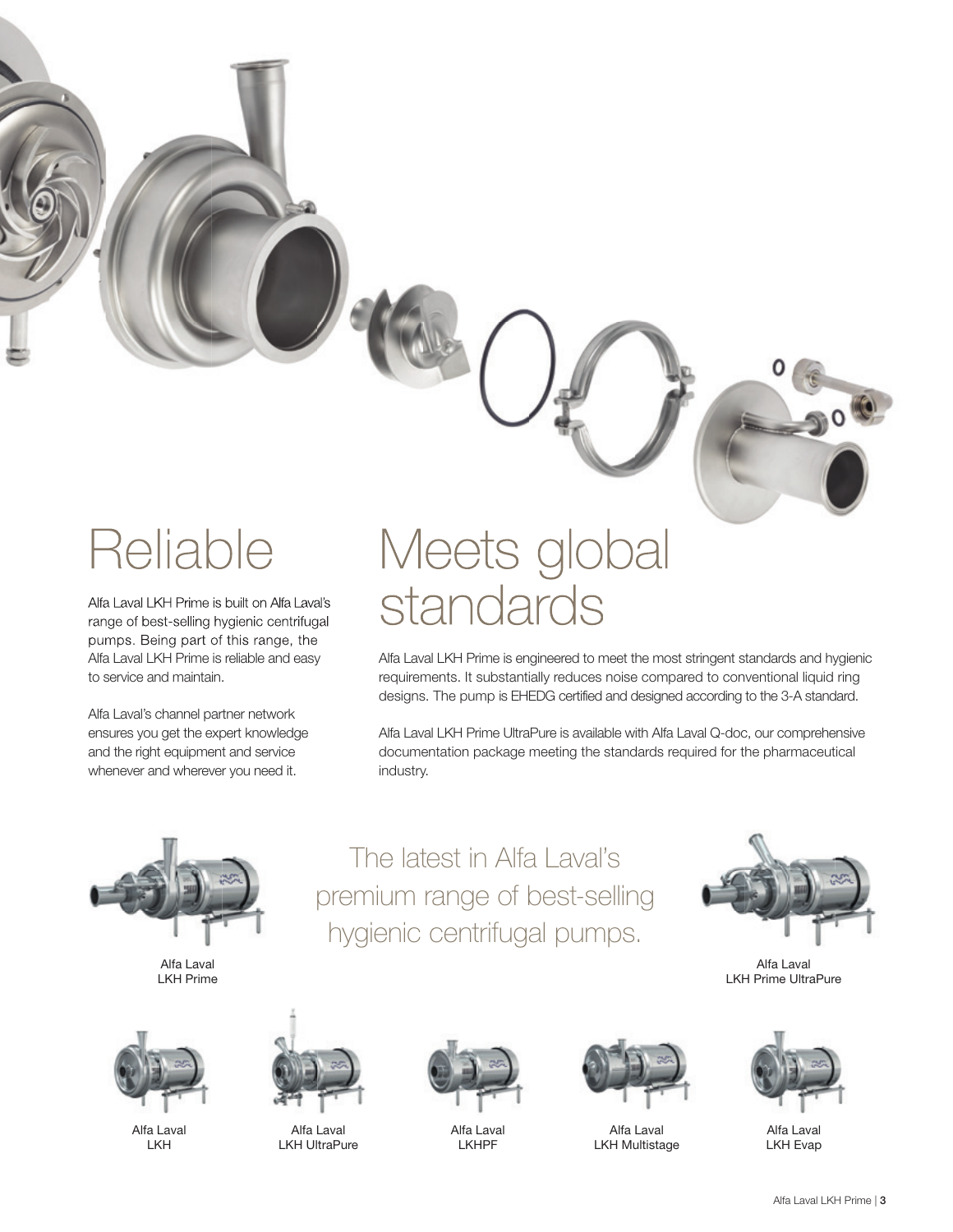# Reliable

Alfa Laval LKH Prime is built on Alfa Laval's range of best-selling hygienic centrifugal pumps. Being part of this range, the Alfa Laval LKH Prime is reliable and easy to service and maintain.

Alfa Laval's channel partner network ensures you get the expert knowledge and the right equipment and service whenever and wherever you need it.

# Meets global standards

Alfa Laval LKH Prime is engineered to meet the most stringent standards and hygienic requirements. It substantially reduces noise compared to conventional liquid ring designs. The pump is EHEDG certified and designed according to the 3-A standard.

Alfa Laval LKH Prime UltraPure is available with Alfa Laval Q-doc, our comprehensive documentation package meeting the standards required for the pharmaceutical industry.

## The latest in Alfa Laval's premium range of best-selling hygienic centrifugal pumps.

Alfa Laval LKH Prime

Alfa Laval LKH Prime UltraPure

Alfa Laval LKH

Alfa Laval LKH UltraPure

Alfa Laval LKHPF

Alfa Laval LKH Multistage

Alfa Laval LKH Evap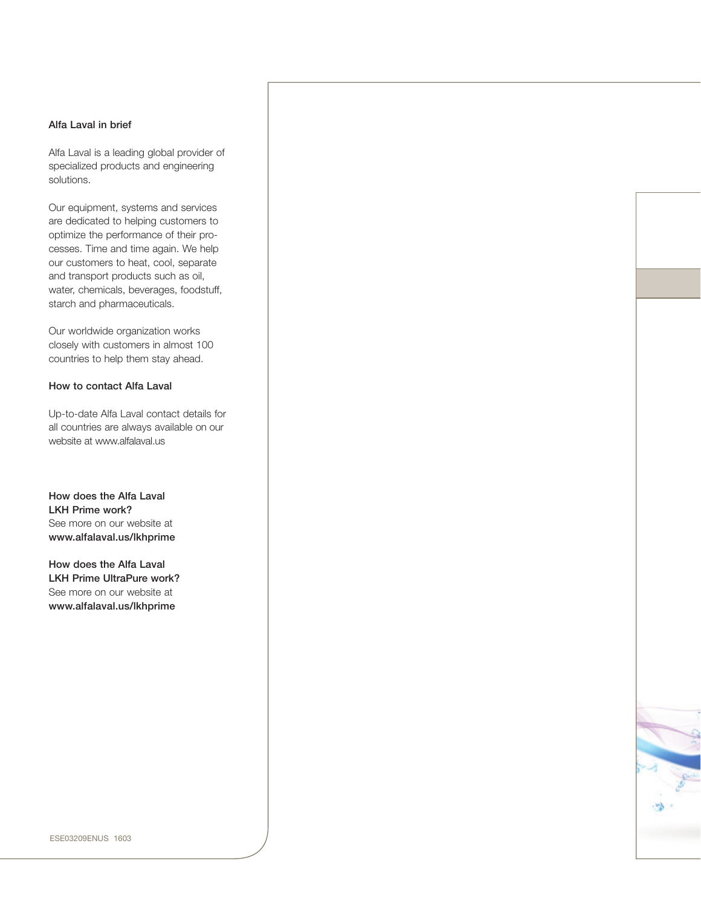### Alfa Laval in brief

Alfa Laval is a leading global provider of specialized products and engineering solutions.

Our equipment, systems and services are dedicated to helping customers to optimize the performance of their processes. Time and time again. We help our customers to heat, cool, separate and transport products such as oil, water, chemicals, beverages, foodstuff, starch and pharmaceuticals.

Our worldwide organization works closely with customers in almost 100 countries to help them stay ahead.

### How to contact Alfa Laval

Up-to-date Alfa Laval contact details for all countries are always available on our website at www.alfalaval.us

**How does the Alfa Laval LKH Prime work?**
See more on our website at
**www.alfalaval.us/lkhprime**

**How does the Alfa Laval LKH Prime UltraPure work?**
See more on our website at
**www.alfalaval.us/lkhprime**

ESE03209ENUS 1603